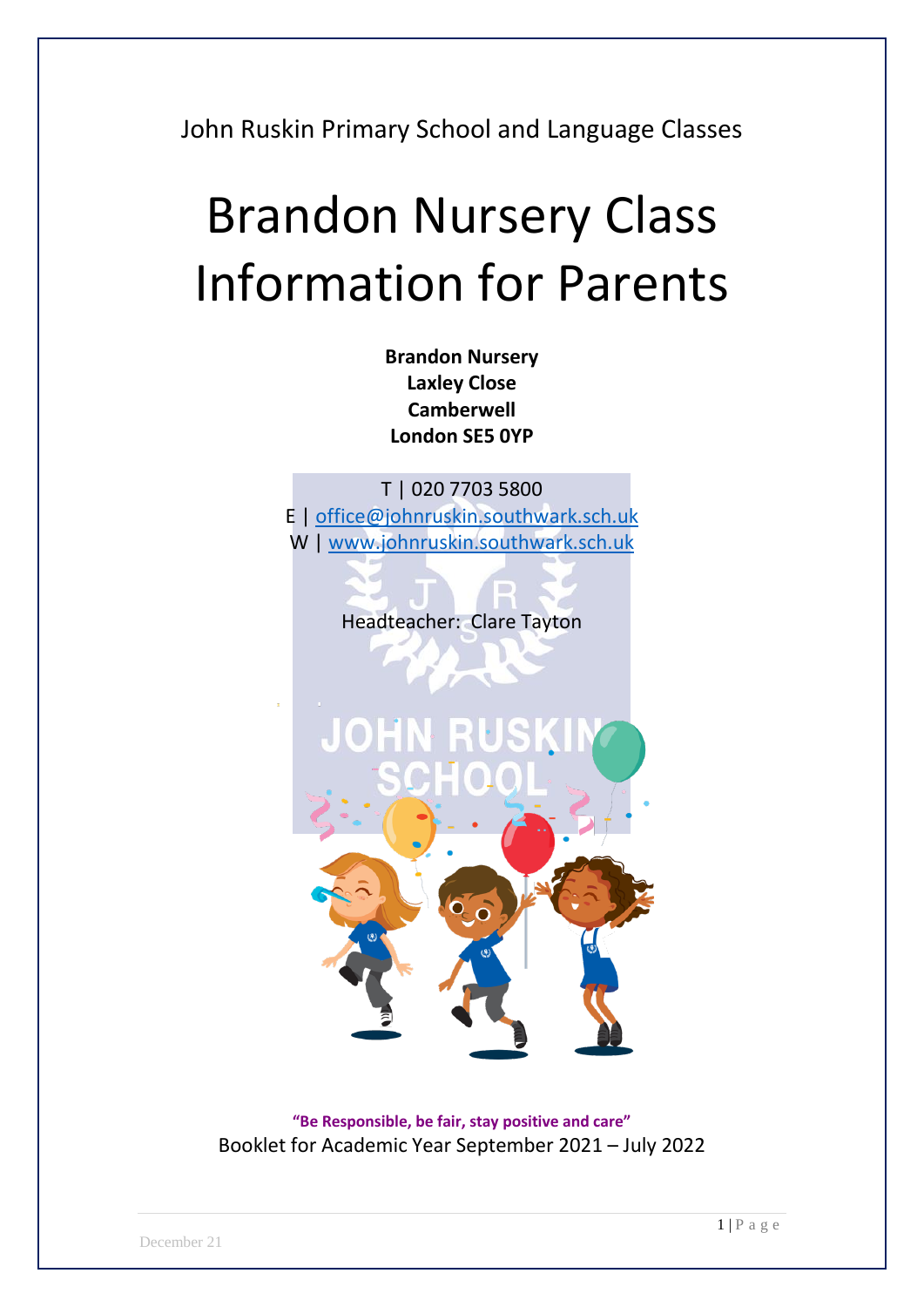John Ruskin Primary School and Language Classes

# Brandon Nursery Class Information for Parents

**Brandon Nursery**
**Laxley Close**
**Camberwell**
**London SE5 0YP**

T | 020 7703 5800
E | office@johnruskin.southwark.sch.uk
W | www.johnruskin.southwark.sch.uk

Headteacher: Clare Tayton

**"Be Responsible, be fair, stay positive and care"**

Booklet for Academic Year September 2021 – July 2022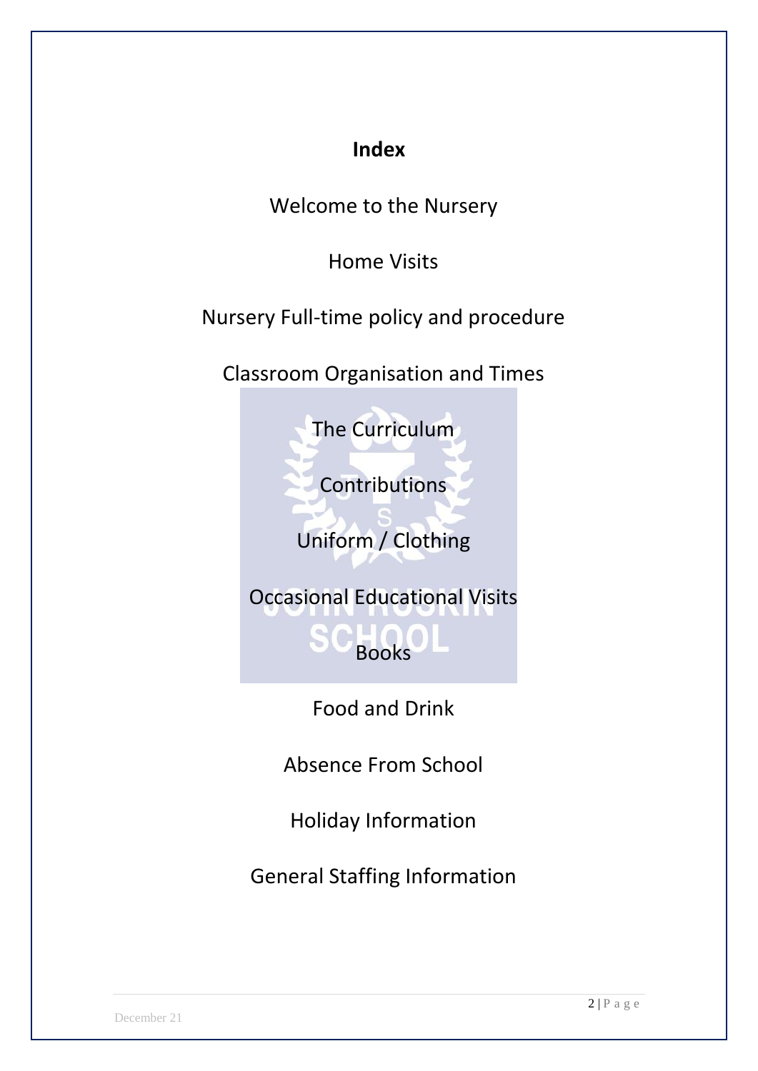# Index

Welcome to the Nursery

Home Visits

Nursery Full-time policy and procedure

Classroom Organisation and Times

The Curriculum

Contributions

Uniform / Clothing

Occasional Educational Visits

Books

Food and Drink

Absence From School

Holiday Information

General Staffing Information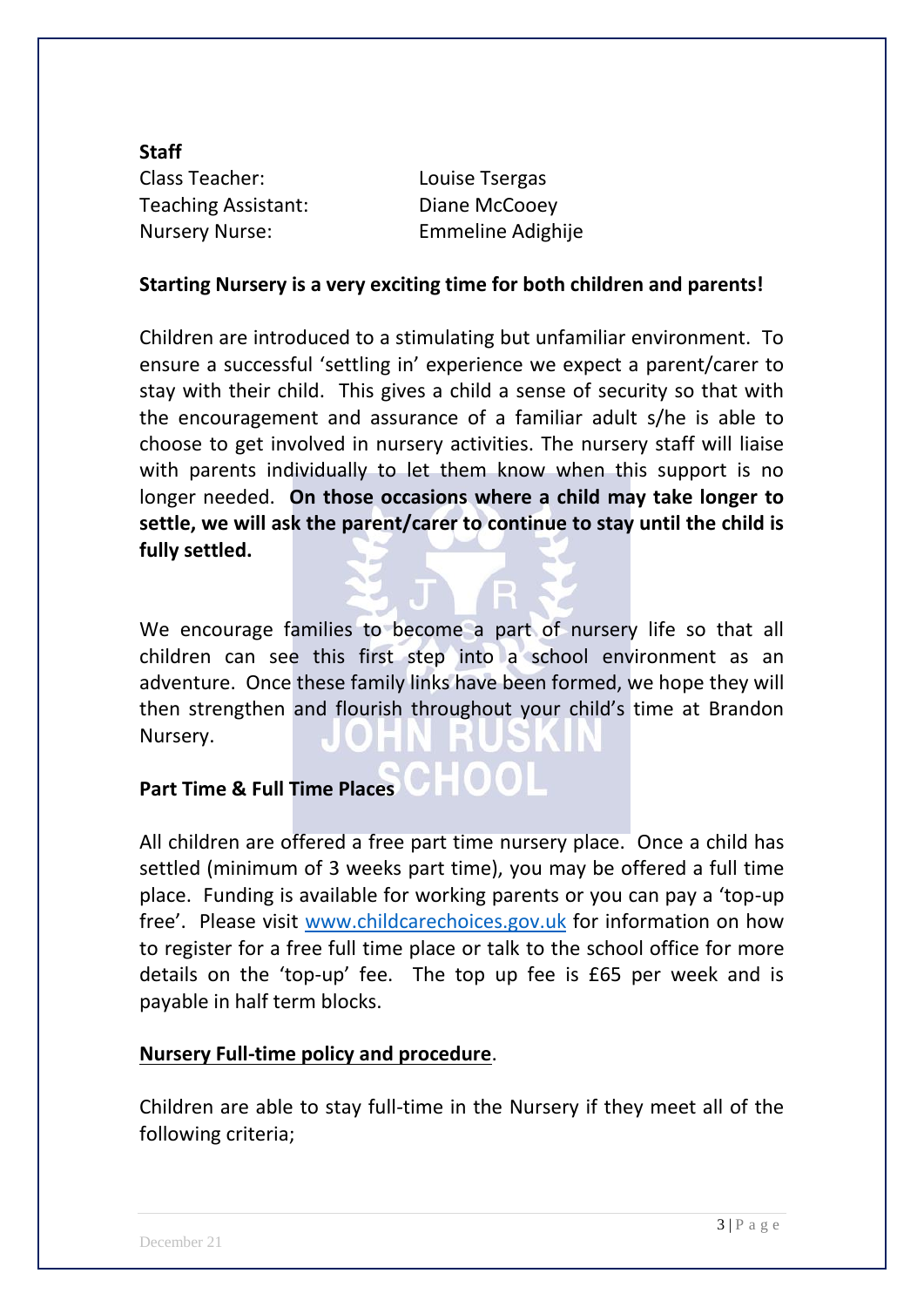**Staff**

| | |
|---|---|
| Class Teacher: | Louise Tsergas |
| Teaching Assistant: | Diane McCooey |
| Nursery Nurse: | Emmeline Adighije |

**Starting Nursery is a very exciting time for both children and parents!**

Children are introduced to a stimulating but unfamiliar environment. To ensure a successful 'settling in' experience we expect a parent/carer to stay with their child. This gives a child a sense of security so that with the encouragement and assurance of a familiar adult s/he is able to choose to get involved in nursery activities. The nursery staff will liaise with parents individually to let them know when this support is no longer needed. **On those occasions where a child may take longer to settle, we will ask the parent/carer to continue to stay until the child is fully settled.**

We encourage families to become a part of nursery life so that all children can see this first step into a school environment as an adventure. Once these family links have been formed, we hope they will then strengthen and flourish throughout your child's time at Brandon Nursery.

**Part Time & Full Time Places**

All children are offered a free part time nursery place. Once a child has settled (minimum of 3 weeks part time), you may be offered a full time place. Funding is available for working parents or you can pay a 'top-up free'. Please visit www.childcarechoices.gov.uk for information on how to register for a free full time place or talk to the school office for more details on the 'top-up' fee. The top up fee is £65 per week and is payable in half term blocks.

**Nursery Full-time policy and procedure**.

Children are able to stay full-time in the Nursery if they meet all of the following criteria;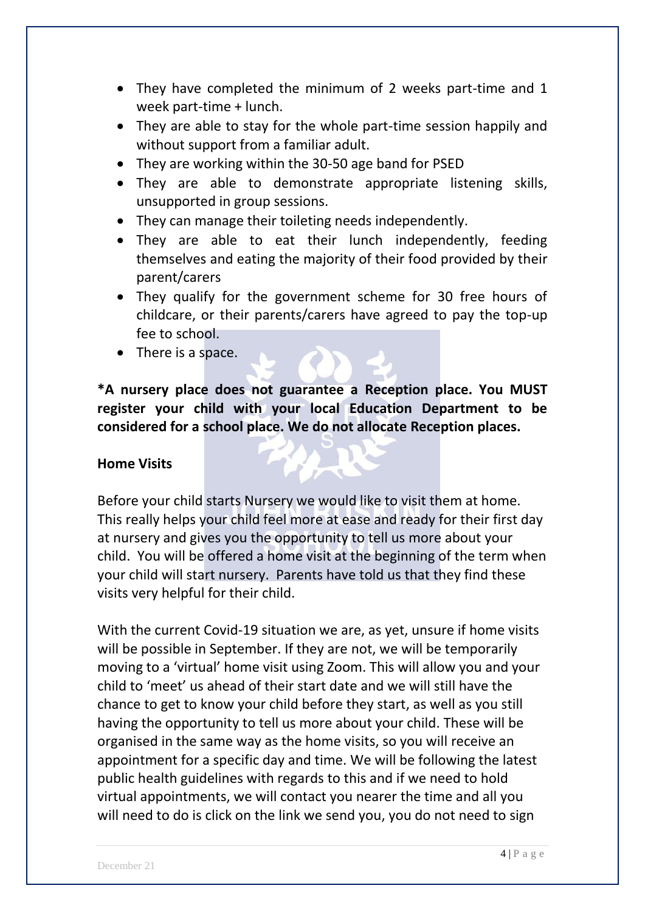- They have completed the minimum of 2 weeks part-time and 1 week part-time + lunch.
- They are able to stay for the whole part-time session happily and without support from a familiar adult.
- They are working within the 30-50 age band for PSED
- They are able to demonstrate appropriate listening skills, unsupported in group sessions.
- They can manage their toileting needs independently.
- They are able to eat their lunch independently, feeding themselves and eating the majority of their food provided by their parent/carers
- They qualify for the government scheme for 30 free hours of childcare, or their parents/carers have agreed to pay the top-up fee to school.
- There is a space.

**\*A nursery place does not guarantee a Reception place. You MUST register your child with your local Education Department to be considered for a school place. We do not allocate Reception places.**

**Home Visits**

Before your child starts Nursery we would like to visit them at home. This really helps your child feel more at ease and ready for their first day at nursery and gives you the opportunity to tell us more about your child. You will be offered a home visit at the beginning of the term when your child will start nursery. Parents have told us that they find these visits very helpful for their child.

With the current Covid-19 situation we are, as yet, unsure if home visits will be possible in September. If they are not, we will be temporarily moving to a 'virtual' home visit using Zoom. This will allow you and your child to 'meet' us ahead of their start date and we will still have the chance to get to know your child before they start, as well as you still having the opportunity to tell us more about your child. These will be organised in the same way as the home visits, so you will receive an appointment for a specific day and time. We will be following the latest public health guidelines with regards to this and if we need to hold virtual appointments, we will contact you nearer the time and all you will need to do is click on the link we send you, you do not need to sign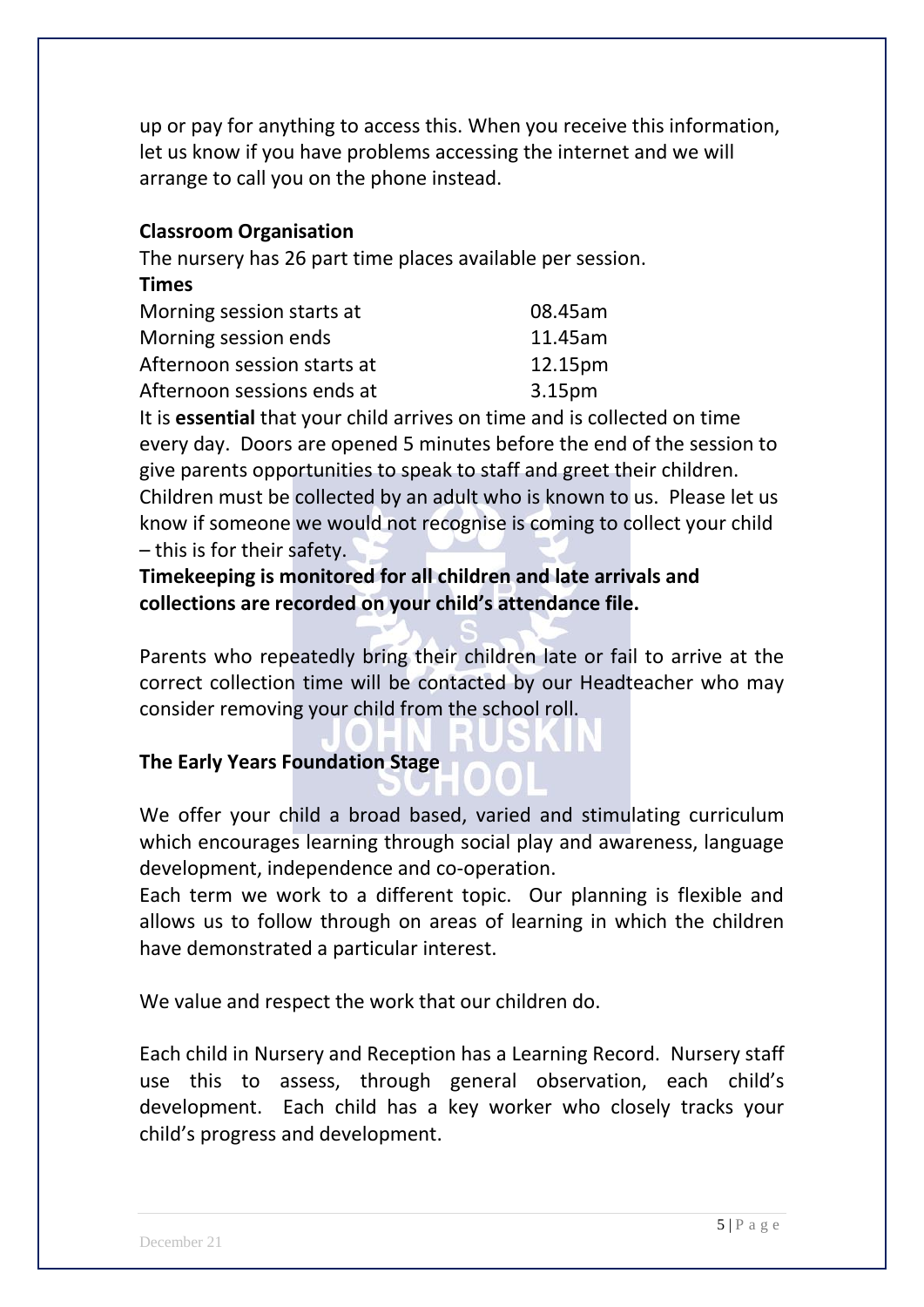up or pay for anything to access this. When you receive this information, let us know if you have problems accessing the internet and we will arrange to call you on the phone instead.

**Classroom Organisation**

The nursery has 26 part time places available per session.

**Times**

| | |
|---|---|
| Morning session starts at | 08.45am |
| Morning session ends | 11.45am |
| Afternoon session starts at | 12.15pm |
| Afternoon sessions ends at | 3.15pm |

It is **essential** that your child arrives on time and is collected on time every day. Doors are opened 5 minutes before the end of the session to give parents opportunities to speak to staff and greet their children. Children must be collected by an adult who is known to us. Please let us know if someone we would not recognise is coming to collect your child – this is for their safety.

**Timekeeping is monitored for all children and late arrivals and collections are recorded on your child's attendance file.**

Parents who repeatedly bring their children late or fail to arrive at the correct collection time will be contacted by our Headteacher who may consider removing your child from the school roll.

**The Early Years Foundation Stage**

We offer your child a broad based, varied and stimulating curriculum which encourages learning through social play and awareness, language development, independence and co-operation.

Each term we work to a different topic. Our planning is flexible and allows us to follow through on areas of learning in which the children have demonstrated a particular interest.

We value and respect the work that our children do.

Each child in Nursery and Reception has a Learning Record. Nursery staff use this to assess, through general observation, each child's development. Each child has a key worker who closely tracks your child's progress and development.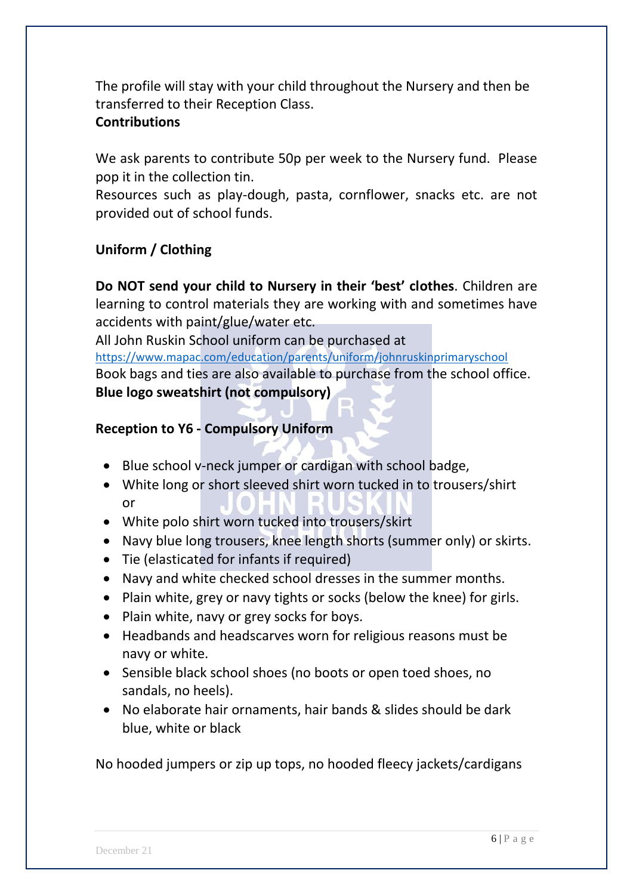The profile will stay with your child throughout the Nursery and then be transferred to their Reception Class.

**Contributions**

We ask parents to contribute 50p per week to the Nursery fund. Please pop it in the collection tin.

Resources such as play-dough, pasta, cornflower, snacks etc. are not provided out of school funds.

**Uniform / Clothing**

**Do NOT send your child to Nursery in their 'best' clothes**. Children are learning to control materials they are working with and sometimes have accidents with paint/glue/water etc.

All John Ruskin School uniform can be purchased at https://www.mapac.com/education/parents/uniform/johnruskinprimaryschool

Book bags and ties are also available to purchase from the school office.

**Blue logo sweatshirt (not compulsory)**

**Reception to Y6 - Compulsory Uniform**

- Blue school v-neck jumper or cardigan with school badge,
- White long or short sleeved shirt worn tucked in to trousers/shirt or
- White polo shirt worn tucked into trousers/skirt
- Navy blue long trousers, knee length shorts (summer only) or skirts.
- Tie (elasticated for infants if required)
- Navy and white checked school dresses in the summer months.
- Plain white, grey or navy tights or socks (below the knee) for girls.
- Plain white, navy or grey socks for boys.
- Headbands and headscarves worn for religious reasons must be navy or white.
- Sensible black school shoes (no boots or open toed shoes, no sandals, no heels).
- No elaborate hair ornaments, hair bands & slides should be dark blue, white or black

No hooded jumpers or zip up tops, no hooded fleecy jackets/cardigans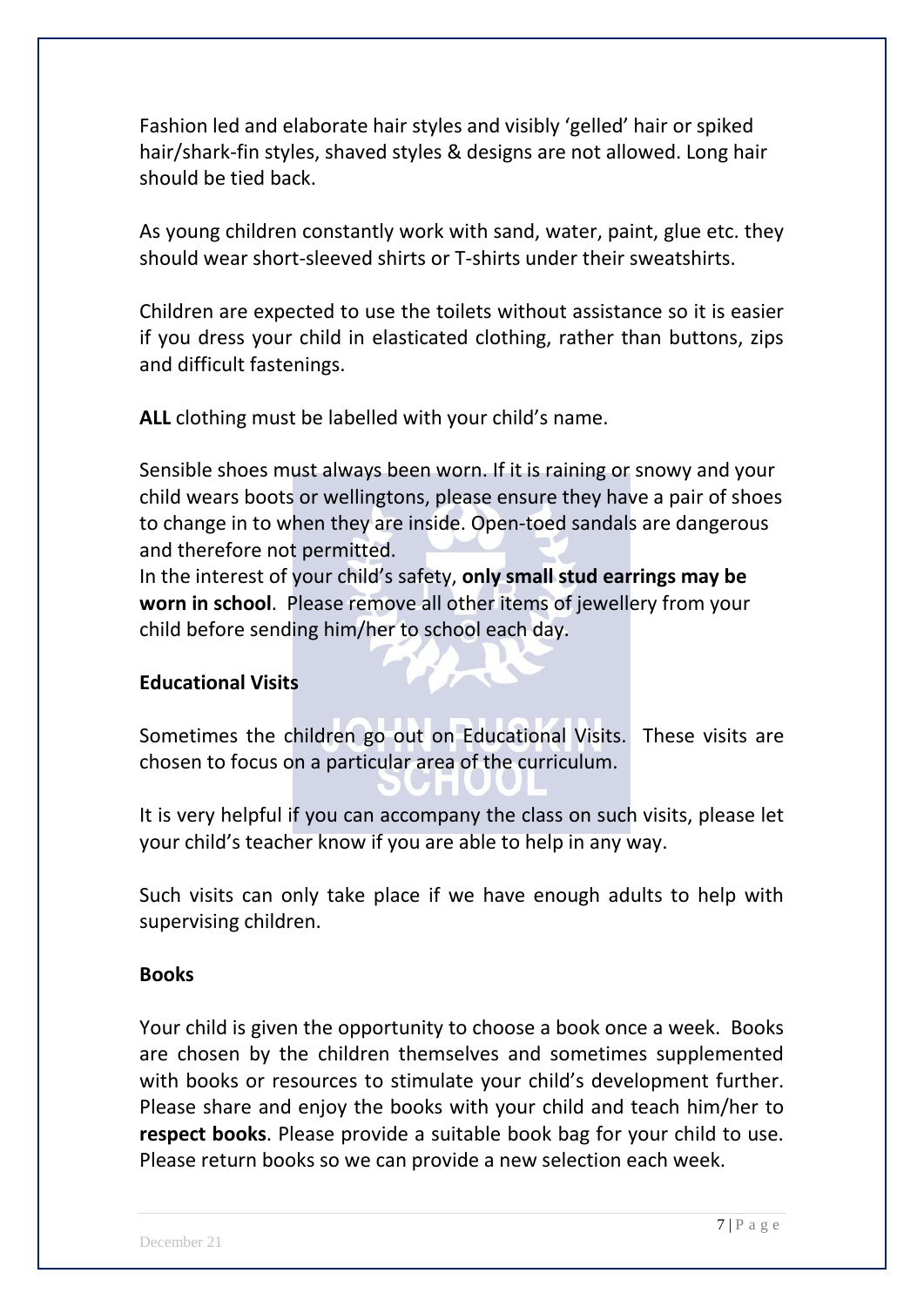Fashion led and elaborate hair styles and visibly 'gelled' hair or spiked hair/shark-fin styles, shaved styles & designs are not allowed. Long hair should be tied back.

As young children constantly work with sand, water, paint, glue etc. they should wear short-sleeved shirts or T-shirts under their sweatshirts.

Children are expected to use the toilets without assistance so it is easier if you dress your child in elasticated clothing, rather than buttons, zips and difficult fastenings.

**ALL** clothing must be labelled with your child's name.

Sensible shoes must always been worn. If it is raining or snowy and your child wears boots or wellingtons, please ensure they have a pair of shoes to change in to when they are inside. Open-toed sandals are dangerous and therefore not permitted.
In the interest of your child's safety, **only small stud earrings may be worn in school**. Please remove all other items of jewellery from your child before sending him/her to school each day.

**Educational Visits**

Sometimes the children go out on Educational Visits. These visits are chosen to focus on a particular area of the curriculum.

It is very helpful if you can accompany the class on such visits, please let your child's teacher know if you are able to help in any way.

Such visits can only take place if we have enough adults to help with supervising children.

**Books**

Your child is given the opportunity to choose a book once a week. Books are chosen by the children themselves and sometimes supplemented with books or resources to stimulate your child's development further. Please share and enjoy the books with your child and teach him/her to **respect books**. Please provide a suitable book bag for your child to use. Please return books so we can provide a new selection each week.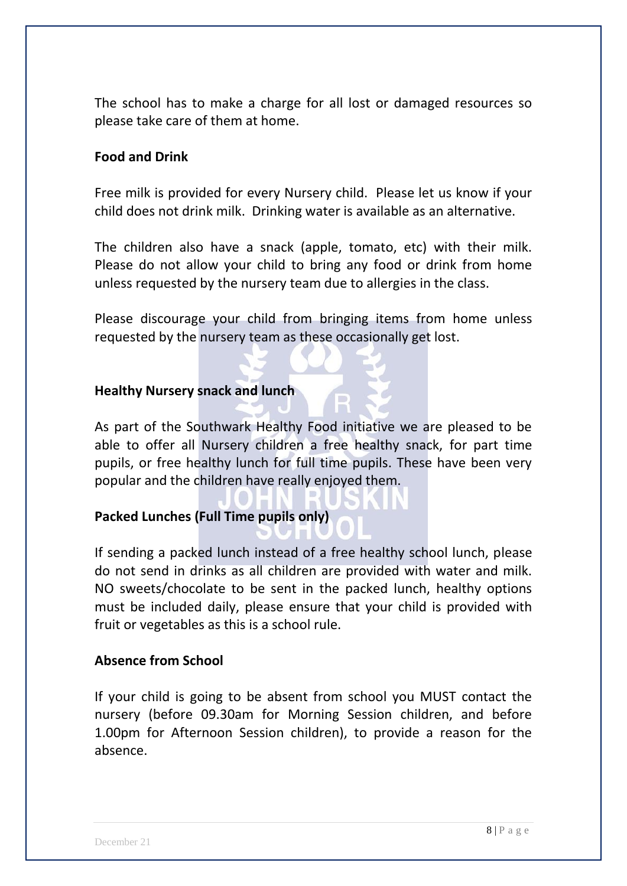The school has to make a charge for all lost or damaged resources so please take care of them at home.

**Food and Drink**

Free milk is provided for every Nursery child. Please let us know if your child does not drink milk. Drinking water is available as an alternative.

The children also have a snack (apple, tomato, etc) with their milk. Please do not allow your child to bring any food or drink from home unless requested by the nursery team due to allergies in the class.

Please discourage your child from bringing items from home unless requested by the nursery team as these occasionally get lost.

**Healthy Nursery snack and lunch**

As part of the Southwark Healthy Food initiative we are pleased to be able to offer all Nursery children a free healthy snack, for part time pupils, or free healthy lunch for full time pupils. These have been very popular and the children have really enjoyed them.

**Packed Lunches (Full Time pupils only)**

If sending a packed lunch instead of a free healthy school lunch, please do not send in drinks as all children are provided with water and milk. NO sweets/chocolate to be sent in the packed lunch, healthy options must be included daily, please ensure that your child is provided with fruit or vegetables as this is a school rule.

**Absence from School**

If your child is going to be absent from school you MUST contact the nursery (before 09.30am for Morning Session children, and before 1.00pm for Afternoon Session children), to provide a reason for the absence.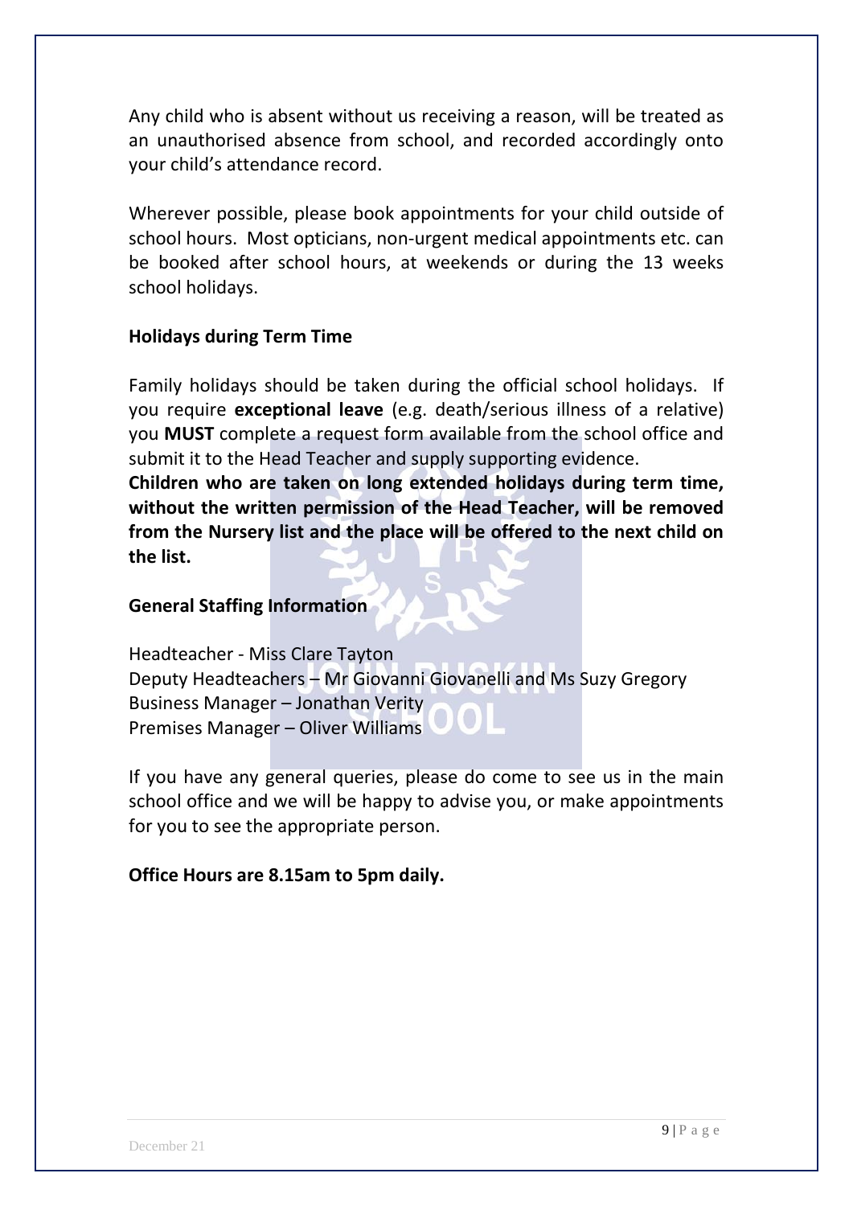Any child who is absent without us receiving a reason, will be treated as an unauthorised absence from school, and recorded accordingly onto your child's attendance record.

Wherever possible, please book appointments for your child outside of school hours. Most opticians, non-urgent medical appointments etc. can be booked after school hours, at weekends or during the 13 weeks school holidays.

**Holidays during Term Time**

Family holidays should be taken during the official school holidays. If you require **exceptional leave** (e.g. death/serious illness of a relative) you **MUST** complete a request form available from the school office and submit it to the Head Teacher and supply supporting evidence.
**Children who are taken on long extended holidays during term time, without the written permission of the Head Teacher, will be removed from the Nursery list and the place will be offered to the next child on the list.**

**General Staffing Information**

Headteacher - Miss Clare Tayton
Deputy Headteachers – Mr Giovanni Giovanelli and Ms Suzy Gregory
Business Manager – Jonathan Verity
Premises Manager – Oliver Williams

If you have any general queries, please do come to see us in the main school office and we will be happy to advise you, or make appointments for you to see the appropriate person.

**Office Hours are 8.15am to 5pm daily.**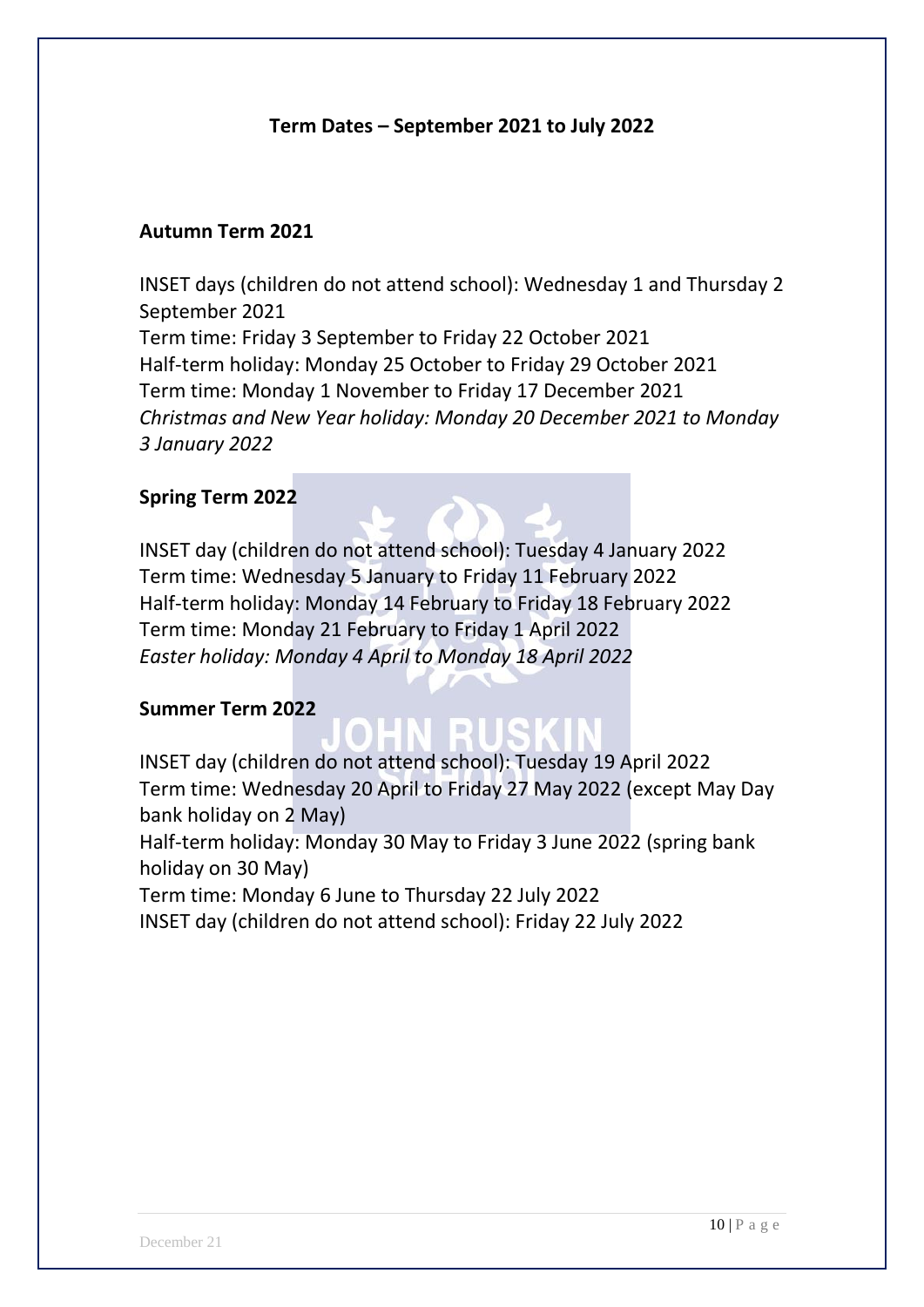## Term Dates – September 2021 to July 2022

### Autumn Term 2021

INSET days (children do not attend school): Wednesday 1 and Thursday 2 September 2021
Term time: Friday 3 September to Friday 22 October 2021
Half-term holiday: Monday 25 October to Friday 29 October 2021
Term time: Monday 1 November to Friday 17 December 2021
*Christmas and New Year holiday: Monday 20 December 2021 to Monday 3 January 2022*

### Spring Term 2022

INSET day (children do not attend school): Tuesday 4 January 2022
Term time: Wednesday 5 January to Friday 11 February 2022
Half-term holiday: Monday 14 February to Friday 18 February 2022
Term time: Monday 21 February to Friday 1 April 2022
*Easter holiday: Monday 4 April to Monday 18 April 2022*

### Summer Term 2022

INSET day (children do not attend school): Tuesday 19 April 2022
Term time: Wednesday 20 April to Friday 27 May 2022 (except May Day bank holiday on 2 May)
Half-term holiday: Monday 30 May to Friday 3 June 2022 (spring bank holiday on 30 May)
Term time: Monday 6 June to Thursday 22 July 2022
INSET day (children do not attend school): Friday 22 July 2022